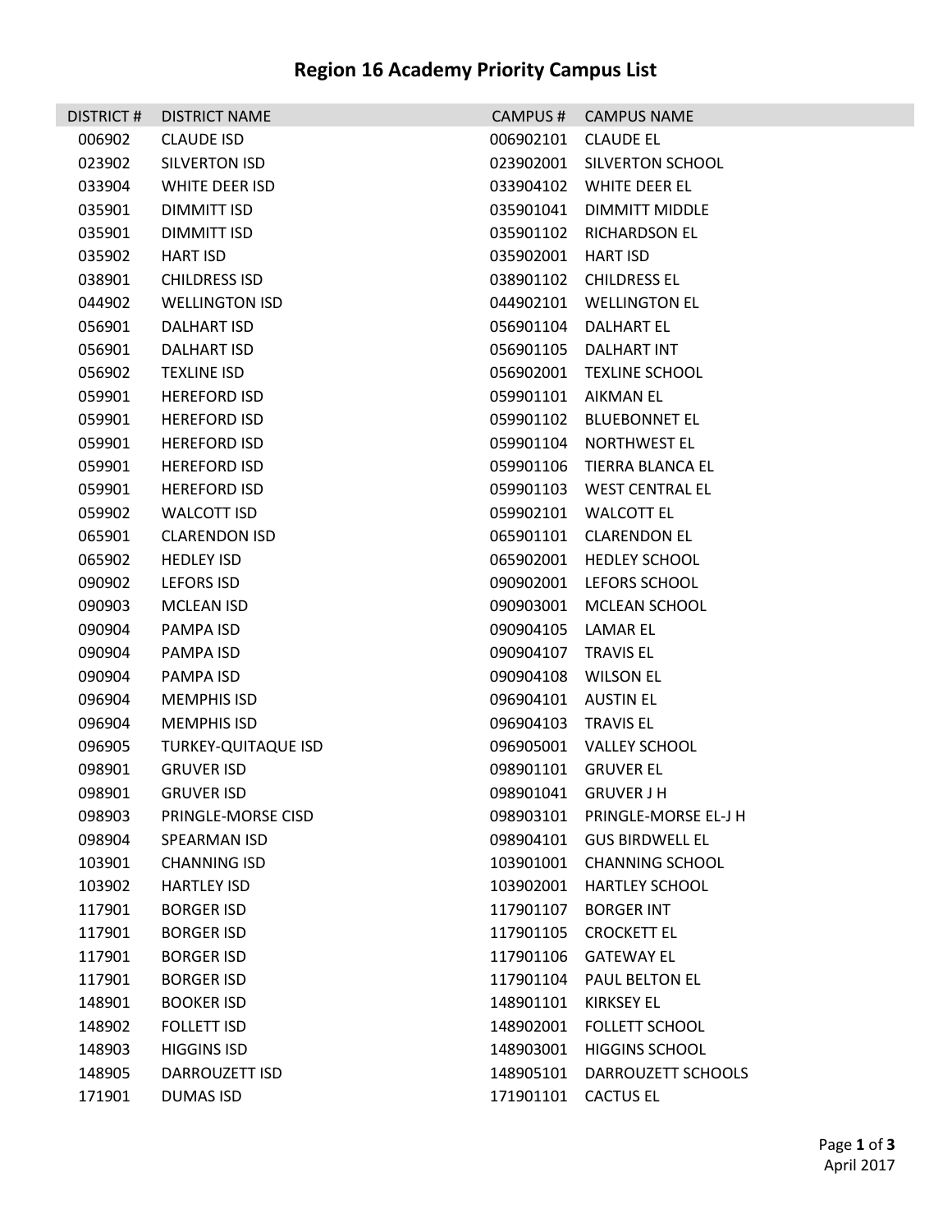# Region 16 Academy Priority Campus List

| DISTRICT # | DISTRICT NAME | CAMPUS # | CAMPUS NAME |
|---|---|---|---|
| 006902 | CLAUDE ISD | 006902101 | CLAUDE EL |
| 023902 | SILVERTON ISD | 023902001 | SILVERTON SCHOOL |
| 033904 | WHITE DEER ISD | 033904102 | WHITE DEER EL |
| 035901 | DIMMITT ISD | 035901041 | DIMMITT MIDDLE |
| 035901 | DIMMITT ISD | 035901102 | RICHARDSON EL |
| 035902 | HART ISD | 035902001 | HART ISD |
| 038901 | CHILDRESS ISD | 038901102 | CHILDRESS EL |
| 044902 | WELLINGTON ISD | 044902101 | WELLINGTON EL |
| 056901 | DALHART ISD | 056901104 | DALHART EL |
| 056901 | DALHART ISD | 056901105 | DALHART INT |
| 056902 | TEXLINE ISD | 056902001 | TEXLINE SCHOOL |
| 059901 | HEREFORD ISD | 059901101 | AIKMAN EL |
| 059901 | HEREFORD ISD | 059901102 | BLUEBONNET EL |
| 059901 | HEREFORD ISD | 059901104 | NORTHWEST EL |
| 059901 | HEREFORD ISD | 059901106 | TIERRA BLANCA EL |
| 059901 | HEREFORD ISD | 059901103 | WEST CENTRAL EL |
| 059902 | WALCOTT ISD | 059902101 | WALCOTT EL |
| 065901 | CLARENDON ISD | 065901101 | CLARENDON EL |
| 065902 | HEDLEY ISD | 065902001 | HEDLEY SCHOOL |
| 090902 | LEFORS ISD | 090902001 | LEFORS SCHOOL |
| 090903 | MCLEAN ISD | 090903001 | MCLEAN SCHOOL |
| 090904 | PAMPA ISD | 090904105 | LAMAR EL |
| 090904 | PAMPA ISD | 090904107 | TRAVIS EL |
| 090904 | PAMPA ISD | 090904108 | WILSON EL |
| 096904 | MEMPHIS ISD | 096904101 | AUSTIN EL |
| 096904 | MEMPHIS ISD | 096904103 | TRAVIS EL |
| 096905 | TURKEY-QUITAQUE ISD | 096905001 | VALLEY SCHOOL |
| 098901 | GRUVER ISD | 098901101 | GRUVER EL |
| 098901 | GRUVER ISD | 098901041 | GRUVER J H |
| 098903 | PRINGLE-MORSE CISD | 098903101 | PRINGLE-MORSE EL-J H |
| 098904 | SPEARMAN ISD | 098904101 | GUS BIRDWELL EL |
| 103901 | CHANNING ISD | 103901001 | CHANNING SCHOOL |
| 103902 | HARTLEY ISD | 103902001 | HARTLEY SCHOOL |
| 117901 | BORGER ISD | 117901107 | BORGER INT |
| 117901 | BORGER ISD | 117901105 | CROCKETT EL |
| 117901 | BORGER ISD | 117901106 | GATEWAY EL |
| 117901 | BORGER ISD | 117901104 | PAUL BELTON EL |
| 148901 | BOOKER ISD | 148901101 | KIRKSEY EL |
| 148902 | FOLLETT ISD | 148902001 | FOLLETT SCHOOL |
| 148903 | HIGGINS ISD | 148903001 | HIGGINS SCHOOL |
| 148905 | DARROUZETT ISD | 148905101 | DARROUZETT SCHOOLS |
| 171901 | DUMAS ISD | 171901101 | CACTUS EL |

April 2017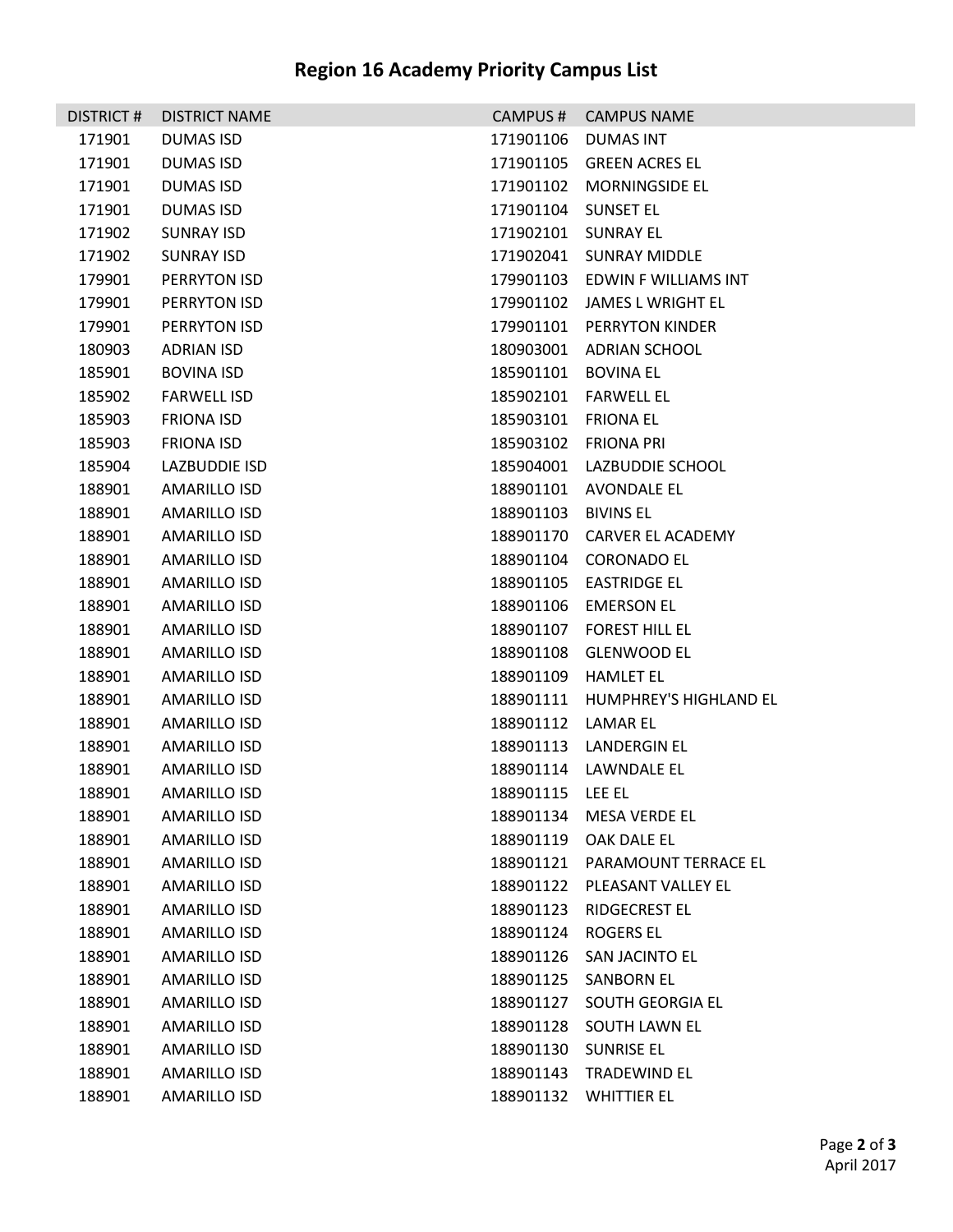# Region 16 Academy Priority Campus List

| DISTRICT # | DISTRICT NAME | CAMPUS # | CAMPUS NAME |
|---|---|---|---|
| 171901 | DUMAS ISD | 171901106 | DUMAS INT |
| 171901 | DUMAS ISD | 171901105 | GREEN ACRES EL |
| 171901 | DUMAS ISD | 171901102 | MORNINGSIDE EL |
| 171901 | DUMAS ISD | 171901104 | SUNSET EL |
| 171902 | SUNRAY ISD | 171902101 | SUNRAY EL |
| 171902 | SUNRAY ISD | 171902041 | SUNRAY MIDDLE |
| 179901 | PERRYTON ISD | 179901103 | EDWIN F WILLIAMS INT |
| 179901 | PERRYTON ISD | 179901102 | JAMES L WRIGHT EL |
| 179901 | PERRYTON ISD | 179901101 | PERRYTON KINDER |
| 180903 | ADRIAN ISD | 180903001 | ADRIAN SCHOOL |
| 185901 | BOVINA ISD | 185901101 | BOVINA EL |
| 185902 | FARWELL ISD | 185902101 | FARWELL EL |
| 185903 | FRIONA ISD | 185903101 | FRIONA EL |
| 185903 | FRIONA ISD | 185903102 | FRIONA PRI |
| 185904 | LAZBUDDIE ISD | 185904001 | LAZBUDDIE SCHOOL |
| 188901 | AMARILLO ISD | 188901101 | AVONDALE EL |
| 188901 | AMARILLO ISD | 188901103 | BIVINS EL |
| 188901 | AMARILLO ISD | 188901170 | CARVER EL ACADEMY |
| 188901 | AMARILLO ISD | 188901104 | CORONADO EL |
| 188901 | AMARILLO ISD | 188901105 | EASTRIDGE EL |
| 188901 | AMARILLO ISD | 188901106 | EMERSON EL |
| 188901 | AMARILLO ISD | 188901107 | FOREST HILL EL |
| 188901 | AMARILLO ISD | 188901108 | GLENWOOD EL |
| 188901 | AMARILLO ISD | 188901109 | HAMLET EL |
| 188901 | AMARILLO ISD | 188901111 | HUMPHREY'S HIGHLAND EL |
| 188901 | AMARILLO ISD | 188901112 | LAMAR EL |
| 188901 | AMARILLO ISD | 188901113 | LANDERGIN EL |
| 188901 | AMARILLO ISD | 188901114 | LAWNDALE EL |
| 188901 | AMARILLO ISD | 188901115 | LEE EL |
| 188901 | AMARILLO ISD | 188901134 | MESA VERDE EL |
| 188901 | AMARILLO ISD | 188901119 | OAK DALE EL |
| 188901 | AMARILLO ISD | 188901121 | PARAMOUNT TERRACE EL |
| 188901 | AMARILLO ISD | 188901122 | PLEASANT VALLEY EL |
| 188901 | AMARILLO ISD | 188901123 | RIDGECREST EL |
| 188901 | AMARILLO ISD | 188901124 | ROGERS EL |
| 188901 | AMARILLO ISD | 188901126 | SAN JACINTO EL |
| 188901 | AMARILLO ISD | 188901125 | SANBORN EL |
| 188901 | AMARILLO ISD | 188901127 | SOUTH GEORGIA EL |
| 188901 | AMARILLO ISD | 188901128 | SOUTH LAWN EL |
| 188901 | AMARILLO ISD | 188901130 | SUNRISE EL |
| 188901 | AMARILLO ISD | 188901143 | TRADEWIND EL |
| 188901 | AMARILLO ISD | 188901132 | WHITTIER EL |

April 2017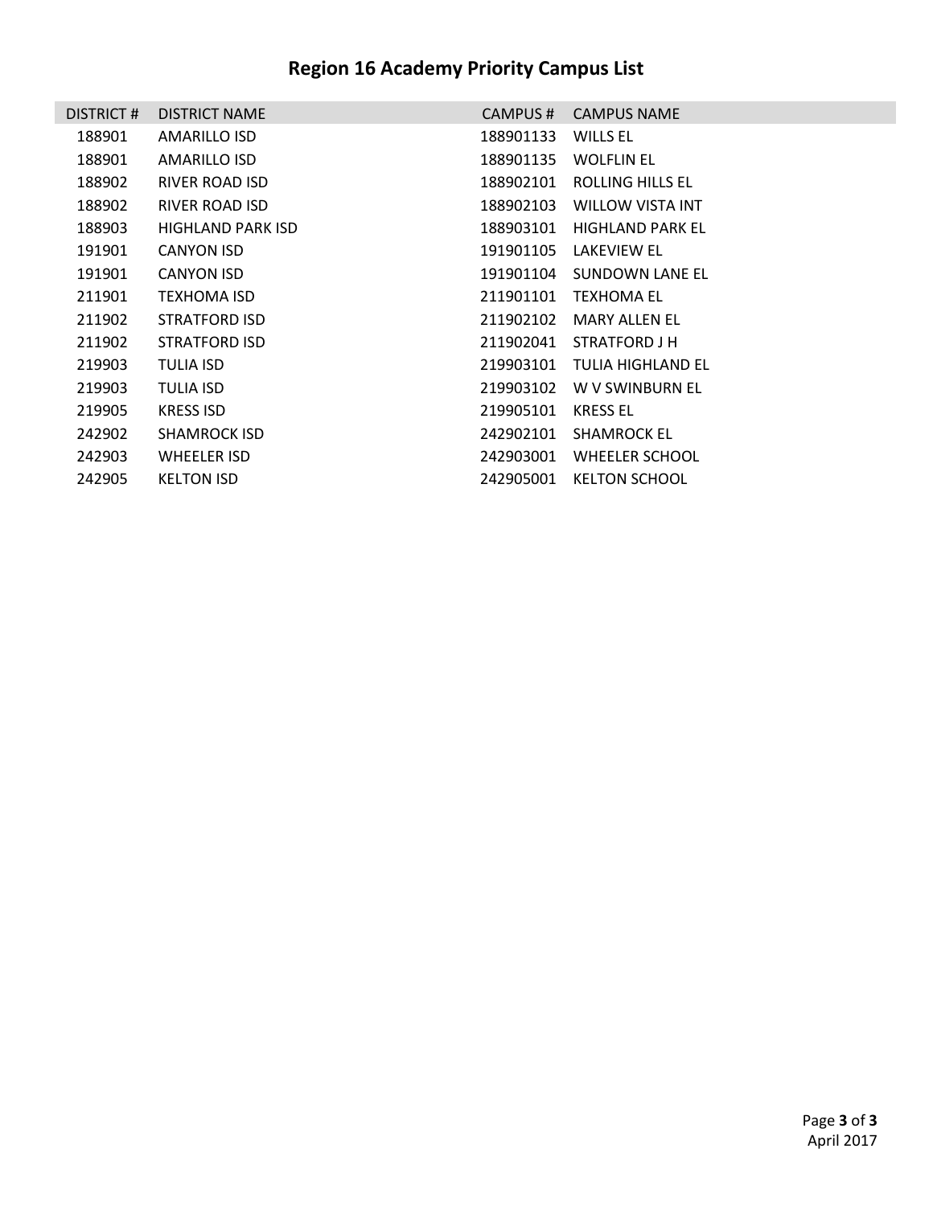# Region 16 Academy Priority Campus List

| DISTRICT # | DISTRICT NAME | CAMPUS # | CAMPUS NAME |
|---|---|---|---|
| 188901 | AMARILLO ISD | 188901133 | WILLS EL |
| 188901 | AMARILLO ISD | 188901135 | WOLFLIN EL |
| 188902 | RIVER ROAD ISD | 188902101 | ROLLING HILLS EL |
| 188902 | RIVER ROAD ISD | 188902103 | WILLOW VISTA INT |
| 188903 | HIGHLAND PARK ISD | 188903101 | HIGHLAND PARK EL |
| 191901 | CANYON ISD | 191901105 | LAKEVIEW EL |
| 191901 | CANYON ISD | 191901104 | SUNDOWN LANE EL |
| 211901 | TEXHOMA ISD | 211901101 | TEXHOMA EL |
| 211902 | STRATFORD ISD | 211902102 | MARY ALLEN EL |
| 211902 | STRATFORD ISD | 211902041 | STRATFORD J H |
| 219903 | TULIA ISD | 219903101 | TULIA HIGHLAND EL |
| 219903 | TULIA ISD | 219903102 | W V SWINBURN EL |
| 219905 | KRESS ISD | 219905101 | KRESS EL |
| 242902 | SHAMROCK ISD | 242902101 | SHAMROCK EL |
| 242903 | WHEELER ISD | 242903001 | WHEELER SCHOOL |
| 242905 | KELTON ISD | 242905001 | KELTON SCHOOL |

April 2017